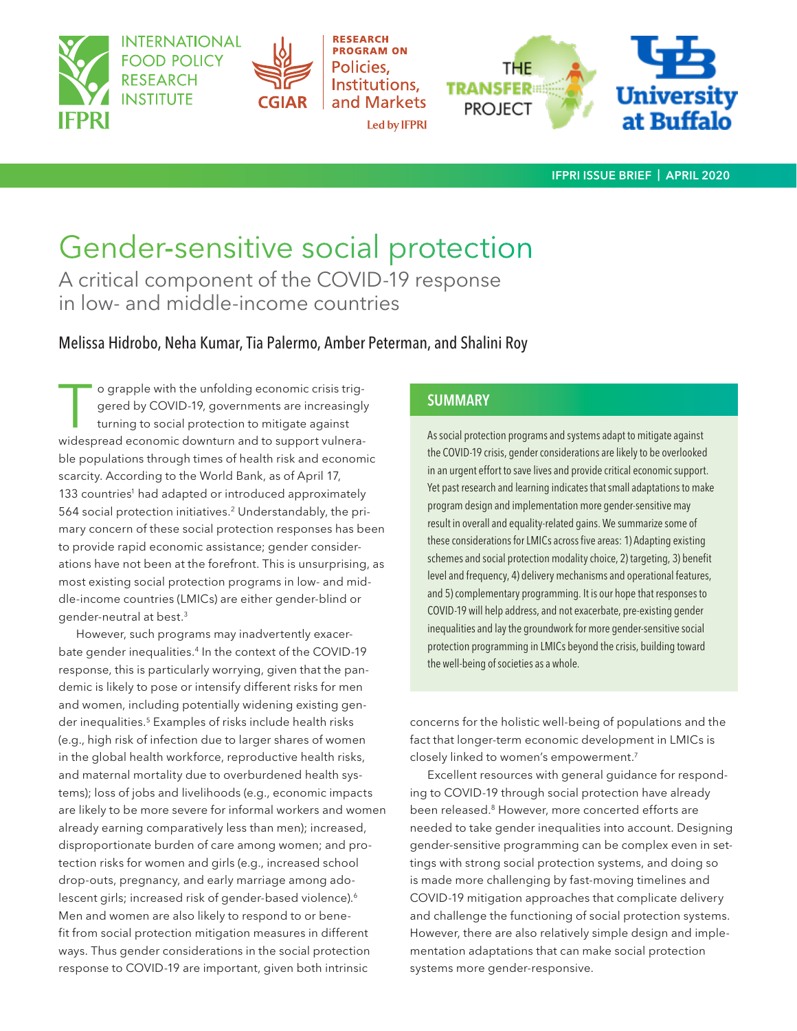IFPRI ISSUE BRIEF | APRIL 2020

# Gender-sensitive social protection

## A critical component of the COVID-19 response in low- and middle-income countries

Melissa Hidrobo, Neha Kumar, Tia Palermo, Amber Peterman, and Shalini Roy

To grapple with the unfolding economic crisis triggered by COVID-19, governments are increasingly turning to social protection to mitigate against widespread economic downturn and to support vulnerable populations through times of health risk and economic scarcity. According to the World Bank, as of April 17, 133 countries[1] had adapted or introduced approximately 564 social protection initiatives.[2] Understandably, the primary concern of these social protection responses has been to provide rapid economic assistance; gender considerations have not been at the forefront. This is unsurprising, as most existing social protection programs in low- and middle-income countries (LMICs) are either gender-blind or gender-neutral at best.[3]

However, such programs may inadvertently exacerbate gender inequalities.[4] In the context of the COVID-19 response, this is particularly worrying, given that the pandemic is likely to pose or intensify different risks for men and women, including potentially widening existing gender inequalities.[5] Examples of risks include health risks (e.g., high risk of infection due to larger shares of women in the global health workforce, reproductive health risks, and maternal mortality due to overburdened health systems); loss of jobs and livelihoods (e.g., economic impacts are likely to be more severe for informal workers and women already earning comparatively less than men); increased, disproportionate burden of care among women; and protection risks for women and girls (e.g., increased school drop-outs, pregnancy, and early marriage among adolescent girls; increased risk of gender-based violence).[6] Men and women are also likely to respond to or benefit from social protection mitigation measures in different ways. Thus gender considerations in the social protection response to COVID-19 are important, given both intrinsic concerns for the holistic well-being of populations and the fact that longer-term economic development in LMICs is closely linked to women's empowerment.[7]

Excellent resources with general guidance for responding to COVID-19 through social protection have already been released.[8] However, more concerted efforts are needed to take gender inequalities into account. Designing gender-sensitive programming can be complex even in settings with strong social protection systems, and doing so is made more challenging by fast-moving timelines and COVID-19 mitigation approaches that complicate delivery and challenge the functioning of social protection systems. However, there are also relatively simple design and implementation adaptations that can make social protection systems more gender-responsive.

### SUMMARY

As social protection programs and systems adapt to mitigate against the COVID-19 crisis, gender considerations are likely to be overlooked in an urgent effort to save lives and provide critical economic support. Yet past research and learning indicates that small adaptations to make program design and implementation more gender-sensitive may result in overall and equality-related gains. We summarize some of these considerations for LMICs across five areas: 1) Adapting existing schemes and social protection modality choice, 2) targeting, 3) benefit level and frequency, 4) delivery mechanisms and operational features, and 5) complementary programming. It is our hope that responses to COVID-19 will help address, and not exacerbate, pre-existing gender inequalities and lay the groundwork for more gender-sensitive social protection programming in LMICs beyond the crisis, building toward the well-being of societies as a whole.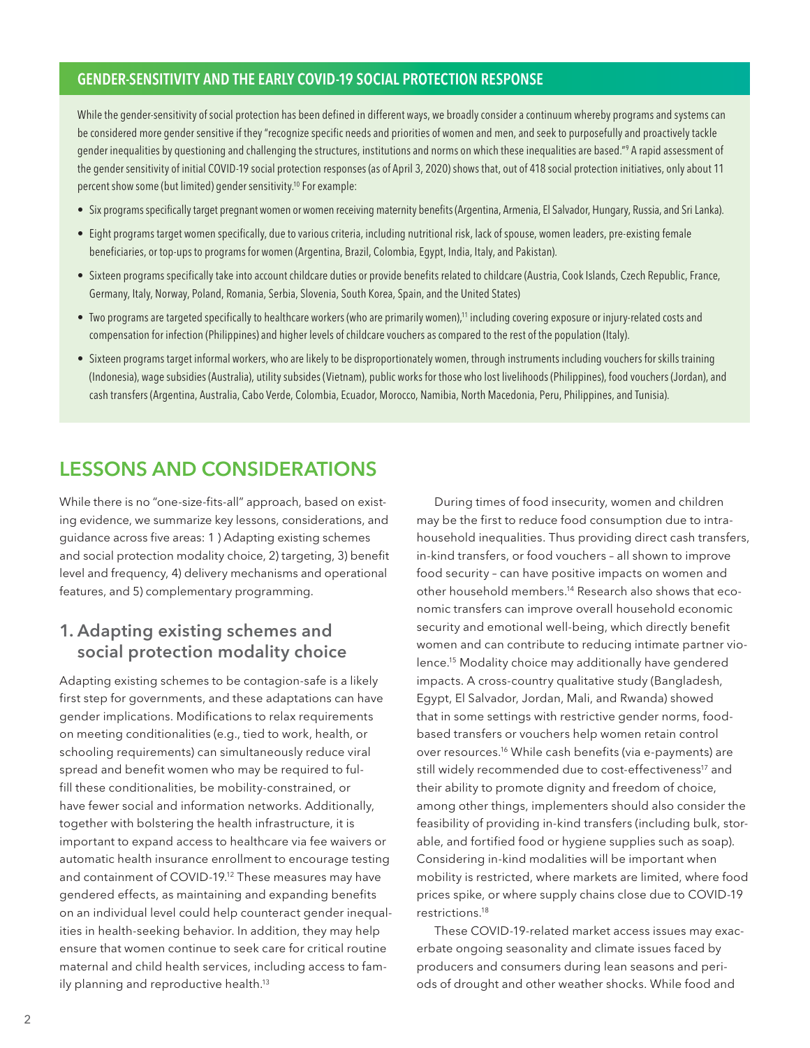## GENDER-SENSITIVITY AND THE EARLY COVID-19 SOCIAL PROTECTION RESPONSE

While the gender-sensitivity of social protection has been defined in different ways, we broadly consider a continuum whereby programs and systems can be considered more gender sensitive if they "recognize specific needs and priorities of women and men, and seek to purposefully and proactively tackle gender inequalities by questioning and challenging the structures, institutions and norms on which these inequalities are based."[9] A rapid assessment of the gender sensitivity of initial COVID-19 social protection responses (as of April 3, 2020) shows that, out of 418 social protection initiatives, only about 11 percent show some (but limited) gender sensitivity.[10] For example:

- Six programs specifically target pregnant women or women receiving maternity benefits (Argentina, Armenia, El Salvador, Hungary, Russia, and Sri Lanka).
- Eight programs target women specifically, due to various criteria, including nutritional risk, lack of spouse, women leaders, pre-existing female beneficiaries, or top-ups to programs for women (Argentina, Brazil, Colombia, Egypt, India, Italy, and Pakistan).
- Sixteen programs specifically take into account childcare duties or provide benefits related to childcare (Austria, Cook Islands, Czech Republic, France, Germany, Italy, Norway, Poland, Romania, Serbia, Slovenia, South Korea, Spain, and the United States)
- Two programs are targeted specifically to healthcare workers (who are primarily women),[11] including covering exposure or injury-related costs and compensation for infection (Philippines) and higher levels of childcare vouchers as compared to the rest of the population (Italy).
- Sixteen programs target informal workers, who are likely to be disproportionately women, through instruments including vouchers for skills training (Indonesia), wage subsidies (Australia), utility subsides (Vietnam), public works for those who lost livelihoods (Philippines), food vouchers (Jordan), and cash transfers (Argentina, Australia, Cabo Verde, Colombia, Ecuador, Morocco, Namibia, North Macedonia, Peru, Philippines, and Tunisia).

# LESSONS AND CONSIDERATIONS

While there is no "one-size-fits-all" approach, based on existing evidence, we summarize key lessons, considerations, and guidance across five areas: 1 ) Adapting existing schemes and social protection modality choice, 2) targeting, 3) benefit level and frequency, 4) delivery mechanisms and operational features, and 5) complementary programming.

## 1. Adapting existing schemes and social protection modality choice

Adapting existing schemes to be contagion-safe is a likely first step for governments, and these adaptations can have gender implications. Modifications to relax requirements on meeting conditionalities (e.g., tied to work, health, or schooling requirements) can simultaneously reduce viral spread and benefit women who may be required to fulfill these conditionalities, be mobility-constrained, or have fewer social and information networks. Additionally, together with bolstering the health infrastructure, it is important to expand access to healthcare via fee waivers or automatic health insurance enrollment to encourage testing and containment of COVID-19.[12] These measures may have gendered effects, as maintaining and expanding benefits on an individual level could help counteract gender inequalities in health-seeking behavior. In addition, they may help ensure that women continue to seek care for critical routine maternal and child health services, including access to family planning and reproductive health.[13]

During times of food insecurity, women and children may be the first to reduce food consumption due to intra-household inequalities. Thus providing direct cash transfers, in-kind transfers, or food vouchers – all shown to improve food security – can have positive impacts on women and other household members.[14] Research also shows that economic transfers can improve overall household economic security and emotional well-being, which directly benefit women and can contribute to reducing intimate partner violence.[15] Modality choice may additionally have gendered impacts. A cross-country qualitative study (Bangladesh, Egypt, El Salvador, Jordan, Mali, and Rwanda) showed that in some settings with restrictive gender norms, food-based transfers or vouchers help women retain control over resources.[16] While cash benefits (via e-payments) are still widely recommended due to cost-effectiveness[17] and their ability to promote dignity and freedom of choice, among other things, implementers should also consider the feasibility of providing in-kind transfers (including bulk, storable, and fortified food or hygiene supplies such as soap). Considering in-kind modalities will be important when mobility is restricted, where markets are limited, where food prices spike, or where supply chains close due to COVID-19 restrictions.[18]

These COVID-19-related market access issues may exacerbate ongoing seasonality and climate issues faced by producers and consumers during lean seasons and periods of drought and other weather shocks. While food and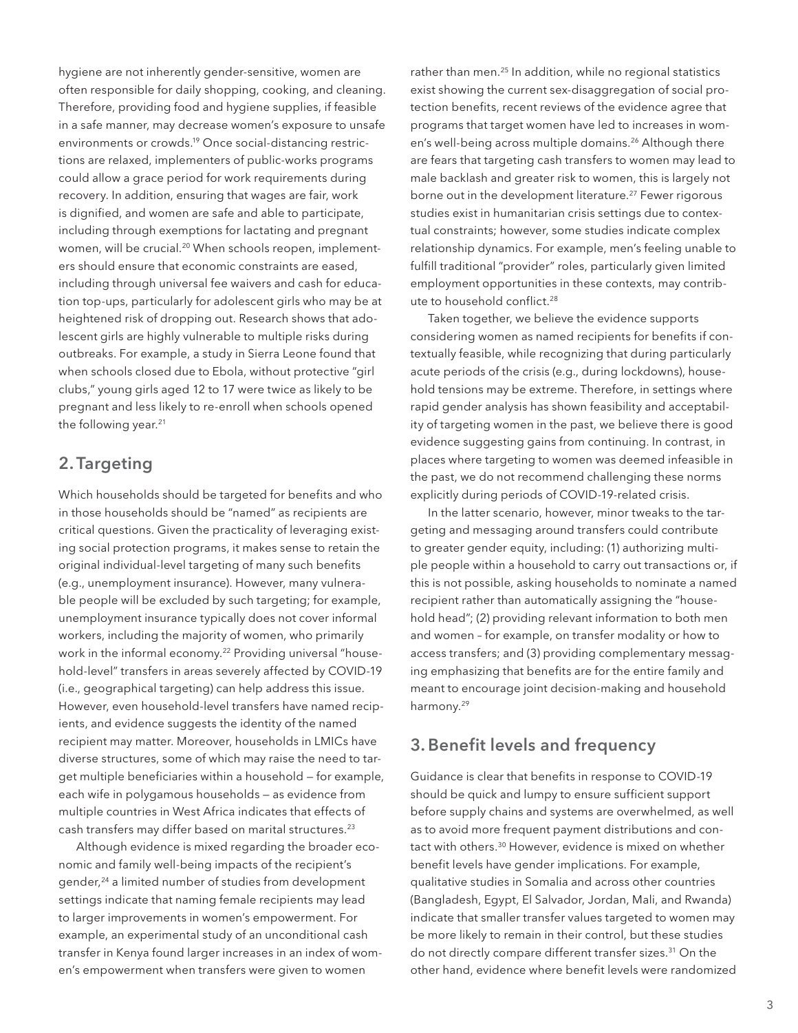hygiene are not inherently gender-sensitive, women are often responsible for daily shopping, cooking, and cleaning. Therefore, providing food and hygiene supplies, if feasible in a safe manner, may decrease women's exposure to unsafe environments or crowds.[19] Once social-distancing restrictions are relaxed, implementers of public-works programs could allow a grace period for work requirements during recovery. In addition, ensuring that wages are fair, work is dignified, and women are safe and able to participate, including through exemptions for lactating and pregnant women, will be crucial.[20] When schools reopen, implementers should ensure that economic constraints are eased, including through universal fee waivers and cash for education top-ups, particularly for adolescent girls who may be at heightened risk of dropping out. Research shows that adolescent girls are highly vulnerable to multiple risks during outbreaks. For example, a study in Sierra Leone found that when schools closed due to Ebola, without protective "girl clubs," young girls aged 12 to 17 were twice as likely to be pregnant and less likely to re-enroll when schools opened the following year.[21]

## 2. Targeting

Which households should be targeted for benefits and who in those households should be "named" as recipients are critical questions. Given the practicality of leveraging existing social protection programs, it makes sense to retain the original individual-level targeting of many such benefits (e.g., unemployment insurance). However, many vulnerable people will be excluded by such targeting; for example, unemployment insurance typically does not cover informal workers, including the majority of women, who primarily work in the informal economy.[22] Providing universal "household-level" transfers in areas severely affected by COVID-19 (i.e., geographical targeting) can help address this issue. However, even household-level transfers have named recipients, and evidence suggests the identity of the named recipient may matter. Moreover, households in LMICs have diverse structures, some of which may raise the need to target multiple beneficiaries within a household — for example, each wife in polygamous households — as evidence from multiple countries in West Africa indicates that effects of cash transfers may differ based on marital structures.[23]

Although evidence is mixed regarding the broader economic and family well-being impacts of the recipient's gender,[24] a limited number of studies from development settings indicate that naming female recipients may lead to larger improvements in women's empowerment. For example, an experimental study of an unconditional cash transfer in Kenya found larger increases in an index of women's empowerment when transfers were given to women rather than men.[25] In addition, while no regional statistics exist showing the current sex-disaggregation of social protection benefits, recent reviews of the evidence agree that programs that target women have led to increases in women's well-being across multiple domains.[26] Although there are fears that targeting cash transfers to women may lead to male backlash and greater risk to women, this is largely not borne out in the development literature.[27] Fewer rigorous studies exist in humanitarian crisis settings due to contextual constraints; however, some studies indicate complex relationship dynamics. For example, men's feeling unable to fulfill traditional "provider" roles, particularly given limited employment opportunities in these contexts, may contribute to household conflict.[28]

Taken together, we believe the evidence supports considering women as named recipients for benefits if contextually feasible, while recognizing that during particularly acute periods of the crisis (e.g., during lockdowns), household tensions may be extreme. Therefore, in settings where rapid gender analysis has shown feasibility and acceptability of targeting women in the past, we believe there is good evidence suggesting gains from continuing. In contrast, in places where targeting to women was deemed infeasible in the past, we do not recommend challenging these norms explicitly during periods of COVID-19-related crisis.

In the latter scenario, however, minor tweaks to the targeting and messaging around transfers could contribute to greater gender equity, including: (1) authorizing multiple people within a household to carry out transactions or, if this is not possible, asking households to nominate a named recipient rather than automatically assigning the "household head"; (2) providing relevant information to both men and women – for example, on transfer modality or how to access transfers; and (3) providing complementary messaging emphasizing that benefits are for the entire family and meant to encourage joint decision-making and household harmony.[29]

## 3. Benefit levels and frequency

Guidance is clear that benefits in response to COVID-19 should be quick and lumpy to ensure sufficient support before supply chains and systems are overwhelmed, as well as to avoid more frequent payment distributions and contact with others.[30] However, evidence is mixed on whether benefit levels have gender implications. For example, qualitative studies in Somalia and across other countries (Bangladesh, Egypt, El Salvador, Jordan, Mali, and Rwanda) indicate that smaller transfer values targeted to women may be more likely to remain in their control, but these studies do not directly compare different transfer sizes.[31] On the other hand, evidence where benefit levels were randomized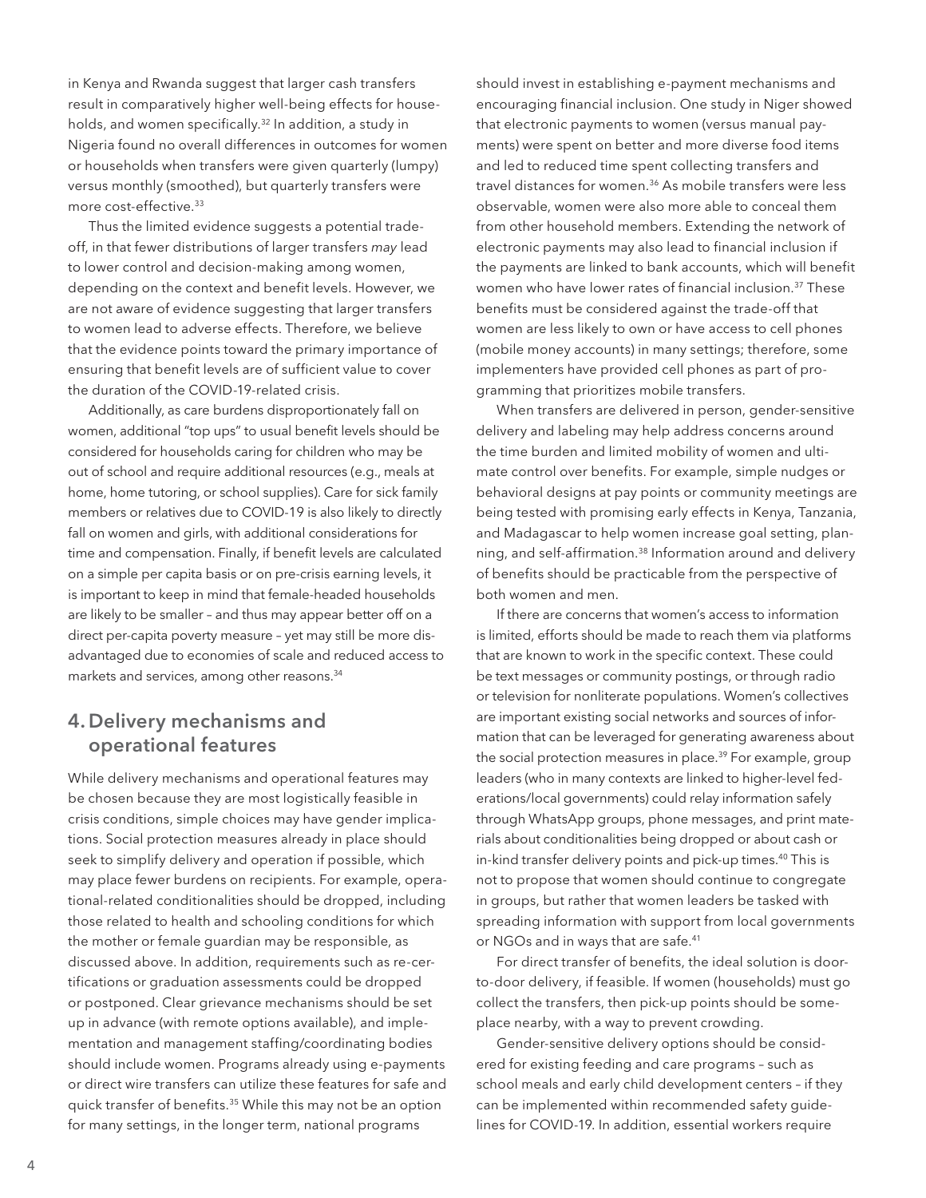in Kenya and Rwanda suggest that larger cash transfers result in comparatively higher well-being effects for households, and women specifically.[32] In addition, a study in Nigeria found no overall differences in outcomes for women or households when transfers were given quarterly (lumpy) versus monthly (smoothed), but quarterly transfers were more cost-effective.[33]

Thus the limited evidence suggests a potential trade-off, in that fewer distributions of larger transfers *may* lead to lower control and decision-making among women, depending on the context and benefit levels. However, we are not aware of evidence suggesting that larger transfers to women lead to adverse effects. Therefore, we believe that the evidence points toward the primary importance of ensuring that benefit levels are of sufficient value to cover the duration of the COVID-19-related crisis.

Additionally, as care burdens disproportionately fall on women, additional "top ups" to usual benefit levels should be considered for households caring for children who may be out of school and require additional resources (e.g., meals at home, home tutoring, or school supplies). Care for sick family members or relatives due to COVID-19 is also likely to directly fall on women and girls, with additional considerations for time and compensation. Finally, if benefit levels are calculated on a simple per capita basis or on pre-crisis earning levels, it is important to keep in mind that female-headed households are likely to be smaller – and thus may appear better off on a direct per-capita poverty measure – yet may still be more disadvantaged due to economies of scale and reduced access to markets and services, among other reasons.[34]

## 4. Delivery mechanisms and operational features

While delivery mechanisms and operational features may be chosen because they are most logistically feasible in crisis conditions, simple choices may have gender implications. Social protection measures already in place should seek to simplify delivery and operation if possible, which may place fewer burdens on recipients. For example, operational-related conditionalities should be dropped, including those related to health and schooling conditions for which the mother or female guardian may be responsible, as discussed above. In addition, requirements such as re-certifications or graduation assessments could be dropped or postponed. Clear grievance mechanisms should be set up in advance (with remote options available), and implementation and management staffing/coordinating bodies should include women. Programs already using e-payments or direct wire transfers can utilize these features for safe and quick transfer of benefits.[35] While this may not be an option for many settings, in the longer term, national programs should invest in establishing e-payment mechanisms and encouraging financial inclusion. One study in Niger showed that electronic payments to women (versus manual payments) were spent on better and more diverse food items and led to reduced time spent collecting transfers and travel distances for women.[36] As mobile transfers were less observable, women were also more able to conceal them from other household members. Extending the network of electronic payments may also lead to financial inclusion if the payments are linked to bank accounts, which will benefit women who have lower rates of financial inclusion.[37] These benefits must be considered against the trade-off that women are less likely to own or have access to cell phones (mobile money accounts) in many settings; therefore, some implementers have provided cell phones as part of programming that prioritizes mobile transfers.

When transfers are delivered in person, gender-sensitive delivery and labeling may help address concerns around the time burden and limited mobility of women and ultimate control over benefits. For example, simple nudges or behavioral designs at pay points or community meetings are being tested with promising early effects in Kenya, Tanzania, and Madagascar to help women increase goal setting, planning, and self-affirmation.[38] Information around and delivery of benefits should be practicable from the perspective of both women and men.

If there are concerns that women's access to information is limited, efforts should be made to reach them via platforms that are known to work in the specific context. These could be text messages or community postings, or through radio or television for nonliterate populations. Women's collectives are important existing social networks and sources of information that can be leveraged for generating awareness about the social protection measures in place.[39] For example, group leaders (who in many contexts are linked to higher-level federations/local governments) could relay information safely through WhatsApp groups, phone messages, and print materials about conditionalities being dropped or about cash or in-kind transfer delivery points and pick-up times.[40] This is not to propose that women should continue to congregate in groups, but rather that women leaders be tasked with spreading information with support from local governments or NGOs and in ways that are safe.[41]

For direct transfer of benefits, the ideal solution is door-to-door delivery, if feasible. If women (households) must go collect the transfers, then pick-up points should be someplace nearby, with a way to prevent crowding.

Gender-sensitive delivery options should be considered for existing feeding and care programs – such as school meals and early child development centers – if they can be implemented within recommended safety guidelines for COVID-19. In addition, essential workers require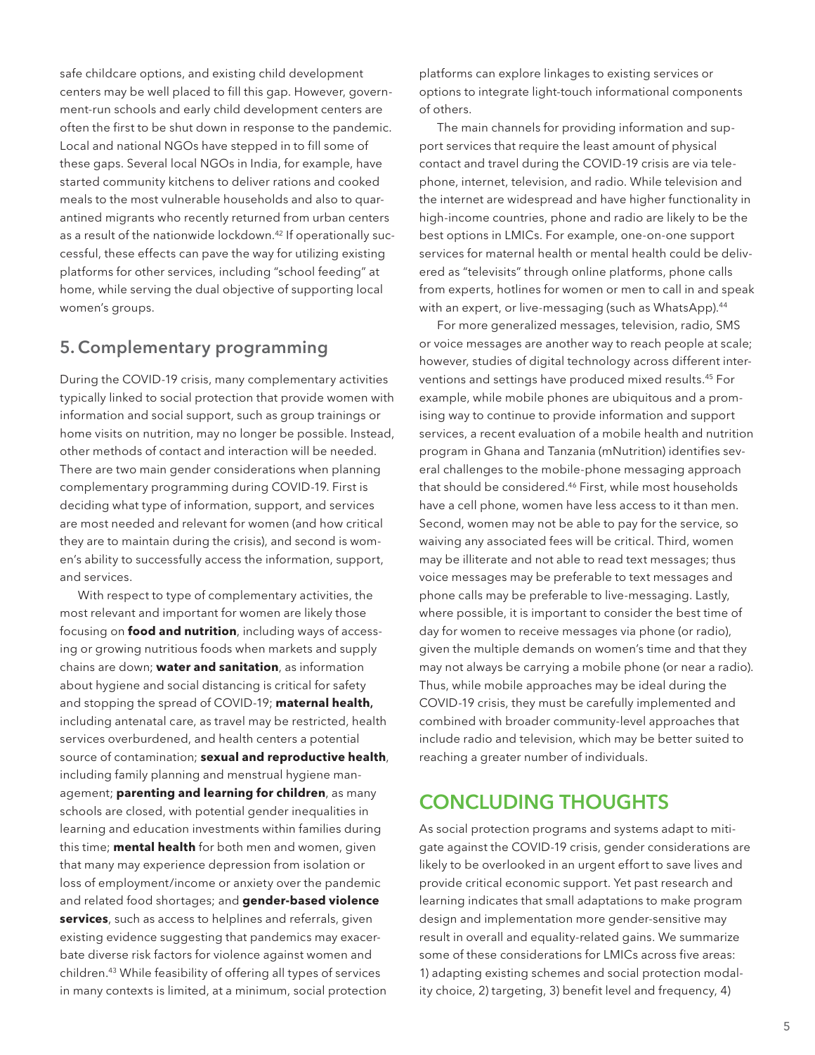safe childcare options, and existing child development centers may be well placed to fill this gap. However, government-run schools and early child development centers are often the first to be shut down in response to the pandemic. Local and national NGOs have stepped in to fill some of these gaps. Several local NGOs in India, for example, have started community kitchens to deliver rations and cooked meals to the most vulnerable households and also to quarantined migrants who recently returned from urban centers as a result of the nationwide lockdown.[42] If operationally successful, these effects can pave the way for utilizing existing platforms for other services, including "school feeding" at home, while serving the dual objective of supporting local women's groups.

## 5. Complementary programming

During the COVID-19 crisis, many complementary activities typically linked to social protection that provide women with information and social support, such as group trainings or home visits on nutrition, may no longer be possible. Instead, other methods of contact and interaction will be needed. There are two main gender considerations when planning complementary programming during COVID-19. First is deciding what type of information, support, and services are most needed and relevant for women (and how critical they are to maintain during the crisis), and second is women's ability to successfully access the information, support, and services.

With respect to type of complementary activities, the most relevant and important for women are likely those focusing on **food and nutrition**, including ways of accessing or growing nutritious foods when markets and supply chains are down; **water and sanitation**, as information about hygiene and social distancing is critical for safety and stopping the spread of COVID-19; **maternal health,** including antenatal care, as travel may be restricted, health services overburdened, and health centers a potential source of contamination; **sexual and reproductive health**, including family planning and menstrual hygiene management; **parenting and learning for children**, as many schools are closed, with potential gender inequalities in learning and education investments within families during this time; **mental health** for both men and women, given that many may experience depression from isolation or loss of employment/income or anxiety over the pandemic and related food shortages; and **gender-based violence services**, such as access to helplines and referrals, given existing evidence suggesting that pandemics may exacerbate diverse risk factors for violence against women and children.[43] While feasibility of offering all types of services in many contexts is limited, at a minimum, social protection platforms can explore linkages to existing services or options to integrate light-touch informational components of others.

The main channels for providing information and support services that require the least amount of physical contact and travel during the COVID-19 crisis are via telephone, internet, television, and radio. While television and the internet are widespread and have higher functionality in high-income countries, phone and radio are likely to be the best options in LMICs. For example, one-on-one support services for maternal health or mental health could be delivered as "televisits" through online platforms, phone calls from experts, hotlines for women or men to call in and speak with an expert, or live-messaging (such as WhatsApp).[44]

For more generalized messages, television, radio, SMS or voice messages are another way to reach people at scale; however, studies of digital technology across different interventions and settings have produced mixed results.[45] For example, while mobile phones are ubiquitous and a promising way to continue to provide information and support services, a recent evaluation of a mobile health and nutrition program in Ghana and Tanzania (mNutrition) identifies several challenges to the mobile-phone messaging approach that should be considered.[46] First, while most households have a cell phone, women have less access to it than men. Second, women may not be able to pay for the service, so waiving any associated fees will be critical. Third, women may be illiterate and not able to read text messages; thus voice messages may be preferable to text messages and phone calls may be preferable to live-messaging. Lastly, where possible, it is important to consider the best time of day for women to receive messages via phone (or radio), given the multiple demands on women's time and that they may not always be carrying a mobile phone (or near a radio). Thus, while mobile approaches may be ideal during the COVID-19 crisis, they must be carefully implemented and combined with broader community-level approaches that include radio and television, which may be better suited to reaching a greater number of individuals.

# CONCLUDING THOUGHTS

As social protection programs and systems adapt to mitigate against the COVID-19 crisis, gender considerations are likely to be overlooked in an urgent effort to save lives and provide critical economic support. Yet past research and learning indicates that small adaptations to make program design and implementation more gender-sensitive may result in overall and equality-related gains. We summarize some of these considerations for LMICs across five areas: 1) adapting existing schemes and social protection modality choice, 2) targeting, 3) benefit level and frequency, 4)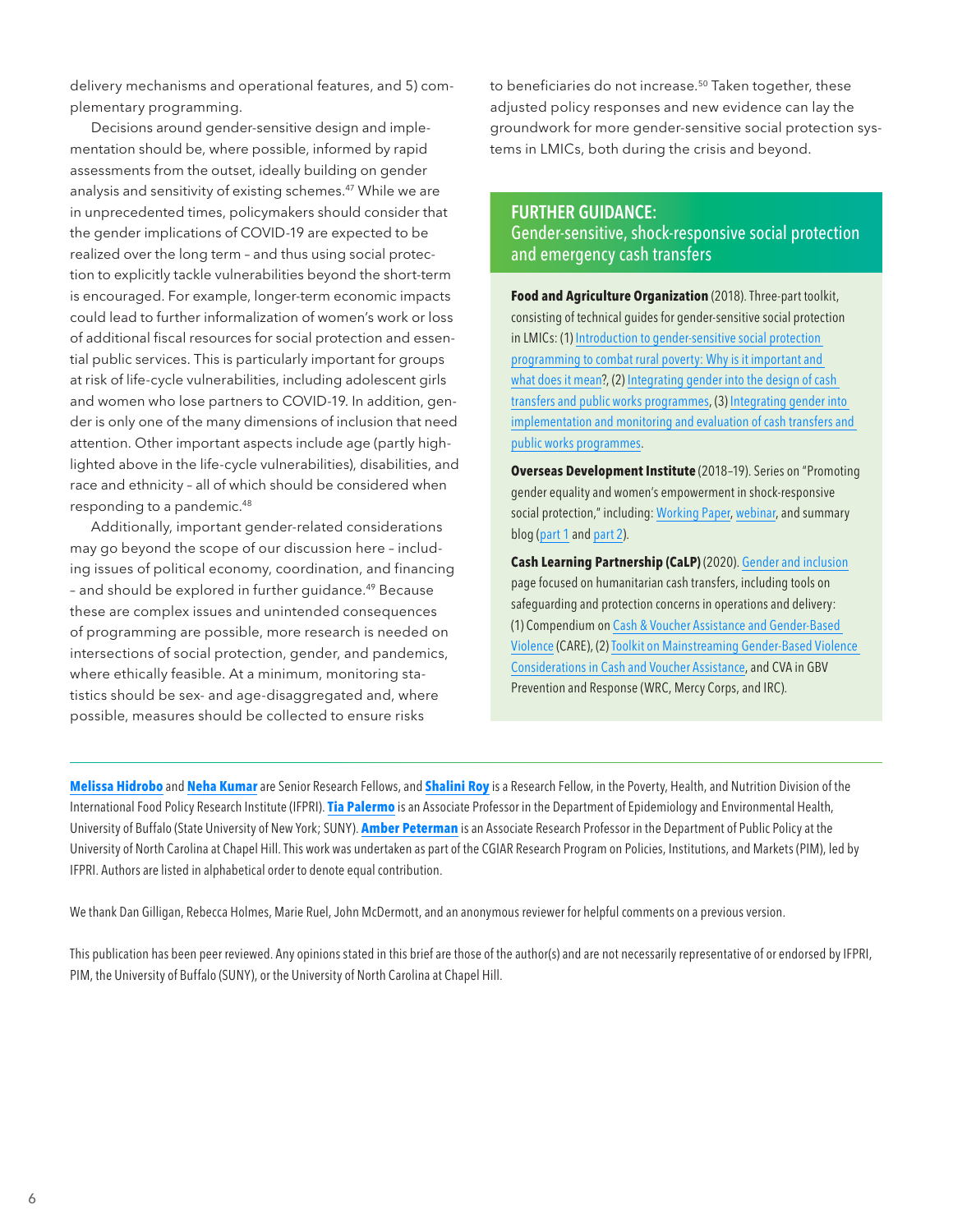delivery mechanisms and operational features, and 5) complementary programming.

Decisions around gender-sensitive design and implementation should be, where possible, informed by rapid assessments from the outset, ideally building on gender analysis and sensitivity of existing schemes.[47] While we are in unprecedented times, policymakers should consider that the gender implications of COVID-19 are expected to be realized over the long term – and thus using social protection to explicitly tackle vulnerabilities beyond the short-term is encouraged. For example, longer-term economic impacts could lead to further informalization of women's work or loss of additional fiscal resources for social protection and essential public services. This is particularly important for groups at risk of life-cycle vulnerabilities, including adolescent girls and women who lose partners to COVID-19. In addition, gender is only one of the many dimensions of inclusion that need attention. Other important aspects include age (partly highlighted above in the life-cycle vulnerabilities), disabilities, and race and ethnicity – all of which should be considered when responding to a pandemic.[48]

Additionally, important gender-related considerations may go beyond the scope of our discussion here – including issues of political economy, coordination, and financing – and should be explored in further guidance.[49] Because these are complex issues and unintended consequences of programming are possible, more research is needed on intersections of social protection, gender, and pandemics, where ethically feasible. At a minimum, monitoring statistics should be sex- and age-disaggregated and, where possible, measures should be collected to ensure risks to beneficiaries do not increase.[50] Taken together, these adjusted policy responses and new evidence can lay the groundwork for more gender-sensitive social protection systems in LMICs, both during the crisis and beyond.

## FURTHER GUIDANCE:
### Gender-sensitive, shock-responsive social protection and emergency cash transfers

**Food and Agriculture Organization** (2018). Three-part toolkit, consisting of technical guides for gender-sensitive social protection in LMICs: (1) Introduction to gender-sensitive social protection programming to combat rural poverty: Why is it important and what does it mean?, (2) Integrating gender into the design of cash transfers and public works programmes, (3) Integrating gender into implementation and monitoring and evaluation of cash transfers and public works programmes.

**Overseas Development Institute** (2018–19). Series on "Promoting gender equality and women's empowerment in shock-responsive social protection," including: Working Paper, webinar, and summary blog (part 1 and part 2).

**Cash Learning Partnership (CaLP)** (2020). Gender and inclusion page focused on humanitarian cash transfers, including tools on safeguarding and protection concerns in operations and delivery: (1) Compendium on Cash & Voucher Assistance and Gender-Based Violence (CARE), (2) Toolkit on Mainstreaming Gender-Based Violence Considerations in Cash and Voucher Assistance, and CVA in GBV Prevention and Response (WRC, Mercy Corps, and IRC).

---

**Melissa Hidrobo** and **Neha Kumar** are Senior Research Fellows, and **Shalini Roy** is a Research Fellow, in the Poverty, Health, and Nutrition Division of the International Food Policy Research Institute (IFPRI). **Tia Palermo** is an Associate Professor in the Department of Epidemiology and Environmental Health, University of Buffalo (State University of New York; SUNY). **Amber Peterman** is an Associate Research Professor in the Department of Public Policy at the University of North Carolina at Chapel Hill. This work was undertaken as part of the CGIAR Research Program on Policies, Institutions, and Markets (PIM), led by IFPRI. Authors are listed in alphabetical order to denote equal contribution.

We thank Dan Gilligan, Rebecca Holmes, Marie Ruel, John McDermott, and an anonymous reviewer for helpful comments on a previous version.

This publication has been peer reviewed. Any opinions stated in this brief are those of the author(s) and are not necessarily representative of or endorsed by IFPRI, PIM, the University of Buffalo (SUNY), or the University of North Carolina at Chapel Hill.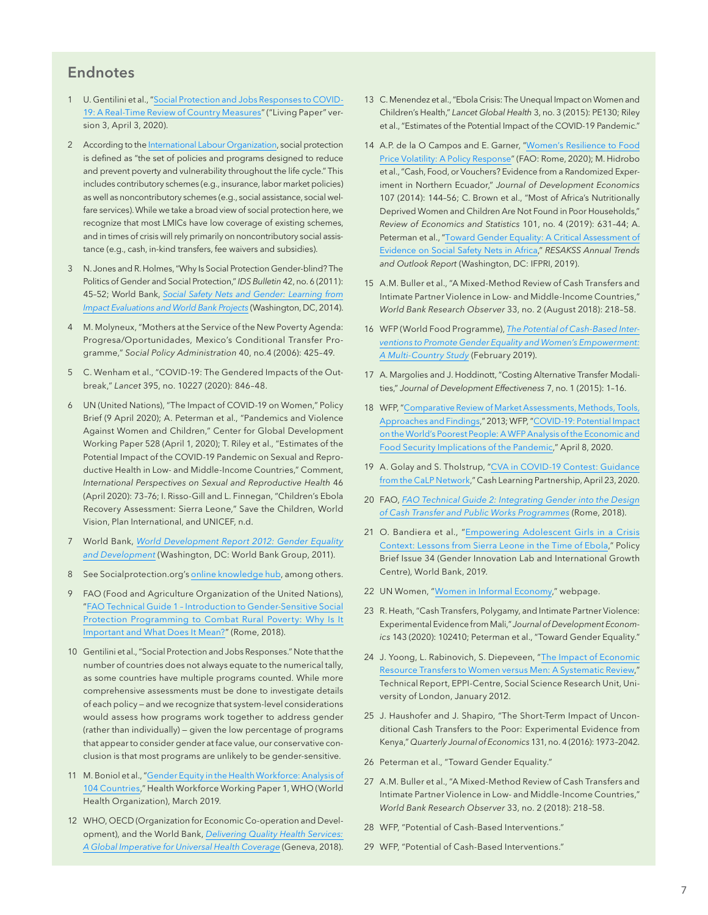## Endnotes

1. U. Gentilini et al., "Social Protection and Jobs Responses to COVID-19: A Real-Time Review of Country Measures" ("Living Paper" version 3, April 3, 2020).

2. According to the International Labour Organization, social protection is defined as "the set of policies and programs designed to reduce and prevent poverty and vulnerability throughout the life cycle." This includes contributory schemes (e.g., insurance, labor market policies) as well as noncontributory schemes (e.g., social assistance, social welfare services). While we take a broad view of social protection here, we recognize that most LMICs have low coverage of existing schemes, and in times of crisis will rely primarily on noncontributory social assistance (e.g., cash, in-kind transfers, fee waivers and subsidies).

3. N. Jones and R. Holmes, "Why Is Social Protection Gender-blind? The Politics of Gender and Social Protection," *IDS Bulletin* 42, no. 6 (2011): 45–52; World Bank, *Social Safety Nets and Gender: Learning from Impact Evaluations and World Bank Projects* (Washington, DC, 2014).

4. M. Molyneux, "Mothers at the Service of the New Poverty Agenda: Progresa/Oportunidades, Mexico's Conditional Transfer Programme," *Social Policy Administration* 40, no.4 (2006): 425–49.

5. C. Wenham et al., "COVID-19: The Gendered Impacts of the Outbreak," *Lancet* 395, no. 10227 (2020): 846–48.

6. UN (United Nations), "The Impact of COVID-19 on Women," Policy Brief (9 April 2020); A. Peterman et al., "Pandemics and Violence Against Women and Children," Center for Global Development Working Paper 528 (April 1, 2020); T. Riley et al., "Estimates of the Potential Impact of the COVID-19 Pandemic on Sexual and Reproductive Health in Low- and Middle-Income Countries," Comment, *International Perspectives on Sexual and Reproductive Health* 46 (April 2020): 73–76; I. Risso-Gill and L. Finnegan, "Children's Ebola Recovery Assessment: Sierra Leone," Save the Children, World Vision, Plan International, and UNICEF, n.d.

7. World Bank, *World Development Report 2012: Gender Equality and Development* (Washington, DC: World Bank Group, 2011).

8. See Socialprotection.org's online knowledge hub, among others.

9. FAO (Food and Agriculture Organization of the United Nations), "FAO Technical Guide 1 – Introduction to Gender-Sensitive Social Protection Programming to Combat Rural Poverty: Why Is It Important and What Does It Mean?" (Rome, 2018).

10. Gentilini et al., "Social Protection and Jobs Responses." Note that the number of countries does not always equate to the numerical tally, as some countries have multiple programs counted. While more comprehensive assessments must be done to investigate details of each policy — and we recognize that system-level considerations would assess how programs work together to address gender (rather than individually) — given the low percentage of programs that appear to consider gender at face value, our conservative conclusion is that most programs are unlikely to be gender-sensitive.

11. M. Boniol et al., "Gender Equity in the Health Workforce: Analysis of 104 Countries," Health Workforce Working Paper 1, WHO (World Health Organization), March 2019.

12. WHO, OECD (Organization for Economic Co-operation and Development), and the World Bank, *Delivering Quality Health Services: A Global Imperative for Universal Health Coverage* (Geneva, 2018).

13. C. Menendez et al., "Ebola Crisis: The Unequal Impact on Women and Children's Health," *Lancet Global Health* 3, no. 3 (2015): PE130; Riley et al., "Estimates of the Potential Impact of the COVID-19 Pandemic."

14. A.P. de la O Campos and E. Garner, "Women's Resilience to Food Price Volatility: A Policy Response" (FAO: Rome, 2020); M. Hidrobo et al., "Cash, Food, or Vouchers? Evidence from a Randomized Experiment in Northern Ecuador," *Journal of Development Economics* 107 (2014): 144–56; C. Brown et al., "Most of Africa's Nutritionally Deprived Women and Children Are Not Found in Poor Households," *Review of Economics and Statistics* 101, no. 4 (2019): 631–44; A. Peterman et al., "Toward Gender Equality: A Critical Assessment of Evidence on Social Safety Nets in Africa," *RESAKSS Annual Trends and Outlook Report* (Washington, DC: IFPRI, 2019).

15. A.M. Buller et al., "A Mixed-Method Review of Cash Transfers and Intimate Partner Violence in Low- and Middle-Income Countries," *World Bank Research Observer* 33, no. 2 (August 2018): 218–58.

16. WFP (World Food Programme), *The Potential of Cash-Based Interventions to Promote Gender Equality and Women's Empowerment: A Multi-Country Study* (February 2019).

17. A. Margolies and J. Hoddinott, "Costing Alternative Transfer Modalities," *Journal of Development Effectiveness* 7, no. 1 (2015): 1–16.

18. WFP, "Comparative Review of Market Assessments, Methods, Tools, Approaches and Findings," 2013; WFP, "COVID-19: Potential Impact on the World's Poorest People: A WFP Analysis of the Economic and Food Security Implications of the Pandemic," April 8, 2020.

19. A. Golay and S. Tholstrup, "CVA in COVID-19 Contest: Guidance from the CaLP Network," Cash Learning Partnership, April 23, 2020.

20. FAO, *FAO Technical Guide 2: Integrating Gender into the Design of Cash Transfer and Public Works Programmes* (Rome, 2018).

21. O. Bandiera et al., "Empowering Adolescent Girls in a Crisis Context: Lessons from Sierra Leone in the Time of Ebola," Policy Brief Issue 34 (Gender Innovation Lab and International Growth Centre), World Bank, 2019.

22. UN Women, "Women in Informal Economy," webpage.

23. R. Heath, "Cash Transfers, Polygamy, and Intimate Partner Violence: Experimental Evidence from Mali," *Journal of Development Economics* 143 (2020): 102410; Peterman et al., "Toward Gender Equality."

24. J. Yoong, L. Rabinovich, S. Diepeveen, "The Impact of Economic Resource Transfers to Women versus Men: A Systematic Review," Technical Report, EPPI-Centre, Social Science Research Unit, University of London, January 2012.

25. J. Haushofer and J. Shapiro, "The Short-Term Impact of Unconditional Cash Transfers to the Poor: Experimental Evidence from Kenya," *Quarterly Journal of Economics* 131, no. 4 (2016): 1973–2042.

26. Peterman et al., "Toward Gender Equality."

27. A.M. Buller et al., "A Mixed-Method Review of Cash Transfers and Intimate Partner Violence in Low- and Middle-Income Countries," *World Bank Research Observer* 33, no. 2 (2018): 218–58.

28. WFP, "Potential of Cash-Based Interventions."

29. WFP, "Potential of Cash-Based Interventions."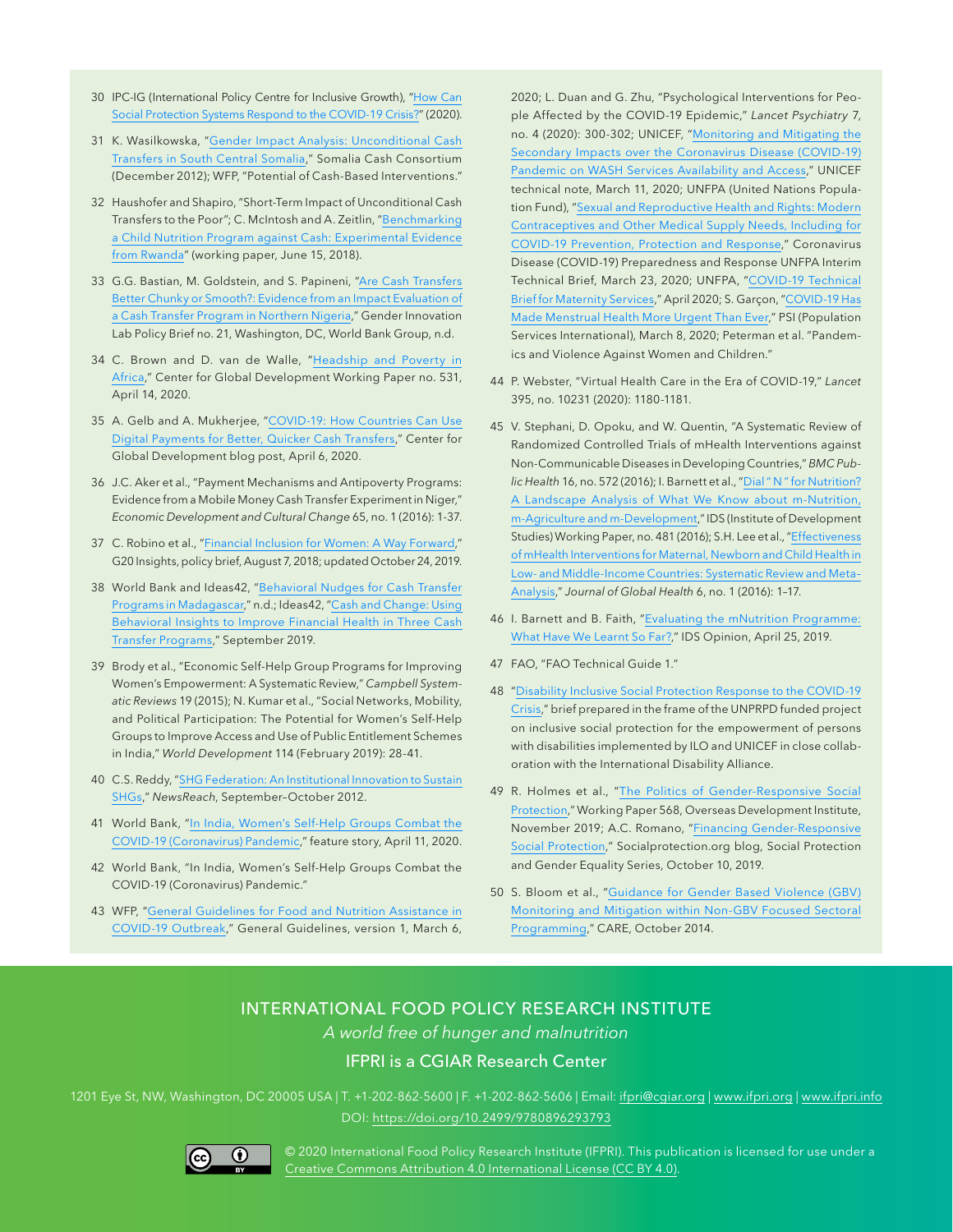30 IPC-IG (International Policy Centre for Inclusive Growth), "How Can Social Protection Systems Respond to the COVID-19 Crisis?" (2020).

31 K. Wasilkowska, "Gender Impact Analysis: Unconditional Cash Transfers in South Central Somalia," Somalia Cash Consortium (December 2012); WFP, "Potential of Cash-Based Interventions."

32 Haushofer and Shapiro, "Short-Term Impact of Unconditional Cash Transfers to the Poor"; C. McIntosh and A. Zeitlin, "Benchmarking a Child Nutrition Program against Cash: Experimental Evidence from Rwanda" (working paper, June 15, 2018).

33 G.G. Bastian, M. Goldstein, and S. Papineni, "Are Cash Transfers Better Chunky or Smooth?: Evidence from an Impact Evaluation of a Cash Transfer Program in Northern Nigeria," Gender Innovation Lab Policy Brief no. 21, Washington, DC, World Bank Group, n.d.

34 C. Brown and D. van de Walle, "Headship and Poverty in Africa," Center for Global Development Working Paper no. 531, April 14, 2020.

35 A. Gelb and A. Mukherjee, "COVID-19: How Countries Can Use Digital Payments for Better, Quicker Cash Transfers," Center for Global Development blog post, April 6, 2020.

36 J.C. Aker et al., "Payment Mechanisms and Antipoverty Programs: Evidence from a Mobile Money Cash Transfer Experiment in Niger," *Economic Development and Cultural Change* 65, no. 1 (2016): 1-37.

37 C. Robino et al., "Financial Inclusion for Women: A Way Forward," G20 Insights, policy brief, August 7, 2018; updated October 24, 2019.

38 World Bank and Ideas42, "Behavioral Nudges for Cash Transfer Programs in Madagascar," n.d.; Ideas42, "Cash and Change: Using Behavioral Insights to Improve Financial Health in Three Cash Transfer Programs," September 2019.

39 Brody et al., "Economic Self-Help Group Programs for Improving Women's Empowerment: A Systematic Review," *Campbell Systematic Reviews* 19 (2015); N. Kumar et al., "Social Networks, Mobility, and Political Participation: The Potential for Women's Self-Help Groups to Improve Access and Use of Public Entitlement Schemes in India," *World Development* 114 (February 2019): 28-41.

40 C.S. Reddy, "SHG Federation: An Institutional Innovation to Sustain SHGs," *NewsReach*, September–October 2012.

41 World Bank, "In India, Women's Self-Help Groups Combat the COVID-19 (Coronavirus) Pandemic," feature story, April 11, 2020.

42 World Bank, "In India, Women's Self-Help Groups Combat the COVID-19 (Coronavirus) Pandemic."

43 WFP, "General Guidelines for Food and Nutrition Assistance in COVID-19 Outbreak," General Guidelines, version 1, March 6, 2020; L. Duan and G. Zhu, "Psychological Interventions for People Affected by the COVID-19 Epidemic," *Lancet Psychiatry* 7, no. 4 (2020): 300-302; UNICEF, "Monitoring and Mitigating the Secondary Impacts over the Coronavirus Disease (COVID-19) Pandemic on WASH Services Availability and Access," UNICEF technical note, March 11, 2020; UNFPA (United Nations Population Fund), "Sexual and Reproductive Health and Rights: Modern Contraceptives and Other Medical Supply Needs, Including for COVID-19 Prevention, Protection and Response," Coronavirus Disease (COVID-19) Preparedness and Response UNFPA Interim Technical Brief, March 23, 2020; UNFPA, "COVID-19 Technical Brief for Maternity Services," April 2020; S. Garçon, "COVID-19 Has Made Menstrual Health More Urgent Than Ever," PSI (Population Services International), March 8, 2020; Peterman et al. "Pandemics and Violence Against Women and Children."

44 P. Webster, "Virtual Health Care in the Era of COVID-19," *Lancet* 395, no. 10231 (2020): 1180-1181.

45 V. Stephani, D. Opoku, and W. Quentin, "A Systematic Review of Randomized Controlled Trials of mHealth Interventions against Non-Communicable Diseases in Developing Countries," *BMC Public Health* 16, no. 572 (2016); I. Barnett et al., "Dial " N " for Nutrition? A Landscape Analysis of What We Know about m-Nutrition, m-Agriculture and m-Development," IDS (Institute of Development Studies) Working Paper, no. 481 (2016); S.H. Lee et al., "Effectiveness of mHealth Interventions for Maternal, Newborn and Child Health in Low- and Middle-Income Countries: Systematic Review and Meta-Analysis," *Journal of Global Health* 6, no. 1 (2016): 1–17.

46 I. Barnett and B. Faith, "Evaluating the mNutrition Programme: What Have We Learnt So Far?," IDS Opinion, April 25, 2019.

47 FAO, "FAO Technical Guide 1."

48 "Disability Inclusive Social Protection Response to the COVID-19 Crisis," brief prepared in the frame of the UNPRPD funded project on inclusive social protection for the empowerment of persons with disabilities implemented by ILO and UNICEF in close collaboration with the International Disability Alliance.

49 R. Holmes et al., "The Politics of Gender-Responsive Social Protection," Working Paper 568, Overseas Development Institute, November 2019; A.C. Romano, "Financing Gender-Responsive Social Protection," Socialprotection.org blog, Social Protection and Gender Equality Series, October 10, 2019.

50 S. Bloom et al., "Guidance for Gender Based Violence (GBV) Monitoring and Mitigation within Non-GBV Focused Sectoral Programming," CARE, October 2014.

INTERNATIONAL FOOD POLICY RESEARCH INSTITUTE

*A world free of hunger and malnutrition*

IFPRI is a CGIAR Research Center

1201 Eye St, NW, Washington, DC 20005 USA | T. +1-202-862-5600 | F. +1-202-862-5606 | Email: ifpri@cgiar.org | www.ifpri.org | www.ifpri.info
DOI: https://doi.org/10.2499/9780896293793

© 2020 International Food Policy Research Institute (IFPRI). This publication is licensed for use under a Creative Commons Attribution 4.0 International License (CC BY 4.0).